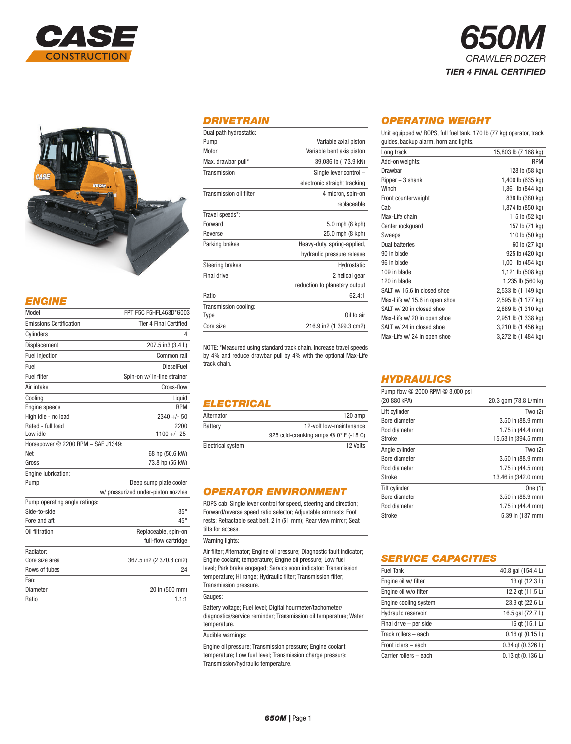# 650M

CRAWLER DOZER

**TIER 4 FINAL CERTIFIED**

## ENGINE

| | |
|---|---|
| Model | FPT F5C F5HFL463D*G003 |
| Emissions Certification | Tier 4 Final Certified |
| Cylinders | 4 |
| Displacement | 207.5 in3 (3.4 L) |
| Fuel injection | Common rail |
| Fuel | DieselFuel |
| Fuel filter | Spin-on w/ in-line strainer |
| Air intake | Cross-flow |
| Cooling | Liquid |
| Engine speeds | RPM |
| High idle - no load | 2340 +/- 50 |
| Rated - full load | 2200 |
| Low idle | 1100 +/- 25 |
| Horsepower @ 2200 RPM – SAE J1349: | |
| Net | 68 hp (50.6 kW) |
| Gross | 73.8 hp (55 kW) |
| Engine lubrication: | |
| Pump | Deep sump plate cooler w/ pressurized under-piston nozzles |
| Pump operating angle ratings: | |
| Side-to-side | 35° |
| Fore and aft | 45° |
| Oil filtration | Replaceable, spin-on full-flow cartridge |
| Radiator: | |
| Core size area | 367.5 in2 (2 370.8 cm2) |
| Rows of tubes | 24 |
| Fan: | |
| Diameter | 20 in (500 mm) |
| Ratio | 1.1:1 |

## DRIVETRAIN

| | |
|---|---|
| Dual path hydrostatic: | |
| Pump | Variable axial piston |
| Motor | Variable bent axis piston |
| Max. drawbar pull* | 39,086 lb (173.9 kN) |
| Transmission | Single lever control – electronic straight tracking |
| Transmission oil filter | 4 micron, spin-on replaceable |
| Travel speeds*: | |
| Forward | 5.0 mph (8 kph) |
| Reverse | 25.0 mph (8 kph) |
| Parking brakes | Heavy-duty, spring-applied, hydraulic pressure release |
| Steering brakes | Hydrostatic |
| Final drive | 2 helical gear reduction to planetary output |
| Ratio | 62.4:1 |
| Transmission cooling: | |
| Type | Oil to air |
| Core size | 216.9 in2 (1 399.3 cm2) |

NOTE: *Measured using standard track chain. Increase travel speeds by 4% and reduce drawbar pull by 4% with the optional Max-Life track chain.

## ELECTRICAL

| | |
|---|---|
| Alternator | 120 amp |
| Battery | 12-volt low-maintenance 925 cold-cranking amps @ 0° F (-18 C) |
| Electrical system | 12 Volts |

## OPERATOR ENVIRONMENT

ROPS cab; Single lever control for speed, steering and direction; Forward/reverse speed ratio selector; Adjustable armrests; Foot rests; Retractable seat belt, 2 in (51 mm); Rear view mirror; Seat tilts for access.

Warning lights:

Air filter; Alternator; Engine oil pressure; Diagnostic fault indicator; Engine coolant; temperature; Engine oil pressure; Low fuel level; Park brake engaged; Service soon indicator; Transmission temperature; Hi range; Hydraulic filter; Transmission filter; Transmission pressure.

Gauges:

Battery voltage; Fuel level; Digital hourmeter/tachometer/ diagnostics/service reminder; Transmission oil temperature; Water temperature.

Audible warnings:

Engine oil pressure; Transmission pressure; Engine coolant temperature; Low fuel level; Transmission charge pressure; Transmission/hydraulic temperature.

## OPERATING WEIGHT

Unit equipped w/ ROPS, full fuel tank, 170 lb (77 kg) operator, track guides, backup alarm, horn and lights.

| | |
|---|---|
| Long track | 15,803 lb (7 168 kg) |
| Add-on weights: | RPM |
| Drawbar | 128 lb (58 kg) |
| Ripper – 3 shank | 1,400 lb (635 kg) |
| Winch | 1,861 lb (844 kg) |
| Front counterweight | 838 lb (380 kg) |
| Cab | 1,874 lb (850 kg) |
| Max-Life chain | 115 lb (52 kg) |
| Center rockguard | 157 lb (71 kg) |
| Sweeps | 110 lb (50 kg) |
| Dual batteries | 60 lb (27 kg) |
| 90 in blade | 925 lb (420 kg) |
| 96 in blade | 1,001 lb (454 kg) |
| 109 in blade | 1,121 lb (508 kg) |
| 120 in blade | 1,235 lb (560 kg |
| SALT w/ 15.6 in closed shoe | 2,533 lb (1 149 kg) |
| Max-Life w/ 15.6 in open shoe | 2,595 lb (1 177 kg) |
| SALT w/ 20 in closed shoe | 2,889 lb (1 310 kg) |
| Max-Life w/ 20 in open shoe | 2,951 lb (1 338 kg) |
| SALT w/ 24 in closed shoe | 3,210 lb (1 456 kg) |
| Max-Life w/ 24 in open shoe | 3,272 lb (1 484 kg) |

## HYDRAULICS

| | |
|---|---|
| Pump flow @ 2000 RPM @ 3,000 psi (20 880 kPA) | 20.3 gpm (78.8 L/min) |
| Lift cylinder | Two (2) |
| Bore diameter | 3.50 in (88.9 mm) |
| Rod diameter | 1.75 in (44.4 mm) |
| Stroke | 15.53 in (394.5 mm) |
| Angle cylinder | Two (2) |
| Bore diameter | 3.50 in (88.9 mm) |
| Rod diameter | 1.75 in (44.5 mm) |
| Stroke | 13.46 in (342.0 mm) |
| Tilt cylinder | One (1) |
| Bore diameter | 3.50 in (88.9 mm) |
| Rod diameter | 1.75 in (44.4 mm) |
| Stroke | 5.39 in (137 mm) |

## SERVICE CAPACITIES

| | |
|---|---|
| Fuel Tank | 40.8 gal (154.4 L) |
| Engine oil w/ filter | 13 qt (12.3 L) |
| Engine oil w/o filter | 12.2 qt (11.5 L) |
| Engine cooling system | 23.9 qt (22.6 L) |
| Hydraulic reservoir | 16.5 gal (72.7 L) |
| Final drive – per side | 16 qt (15.1 L) |
| Track rollers – each | 0.16 qt (0.15 L) |
| Front idlers – each | 0.34 qt (0.326 L) |
| Carrier rollers – each | 0.13 qt (0.136 L) |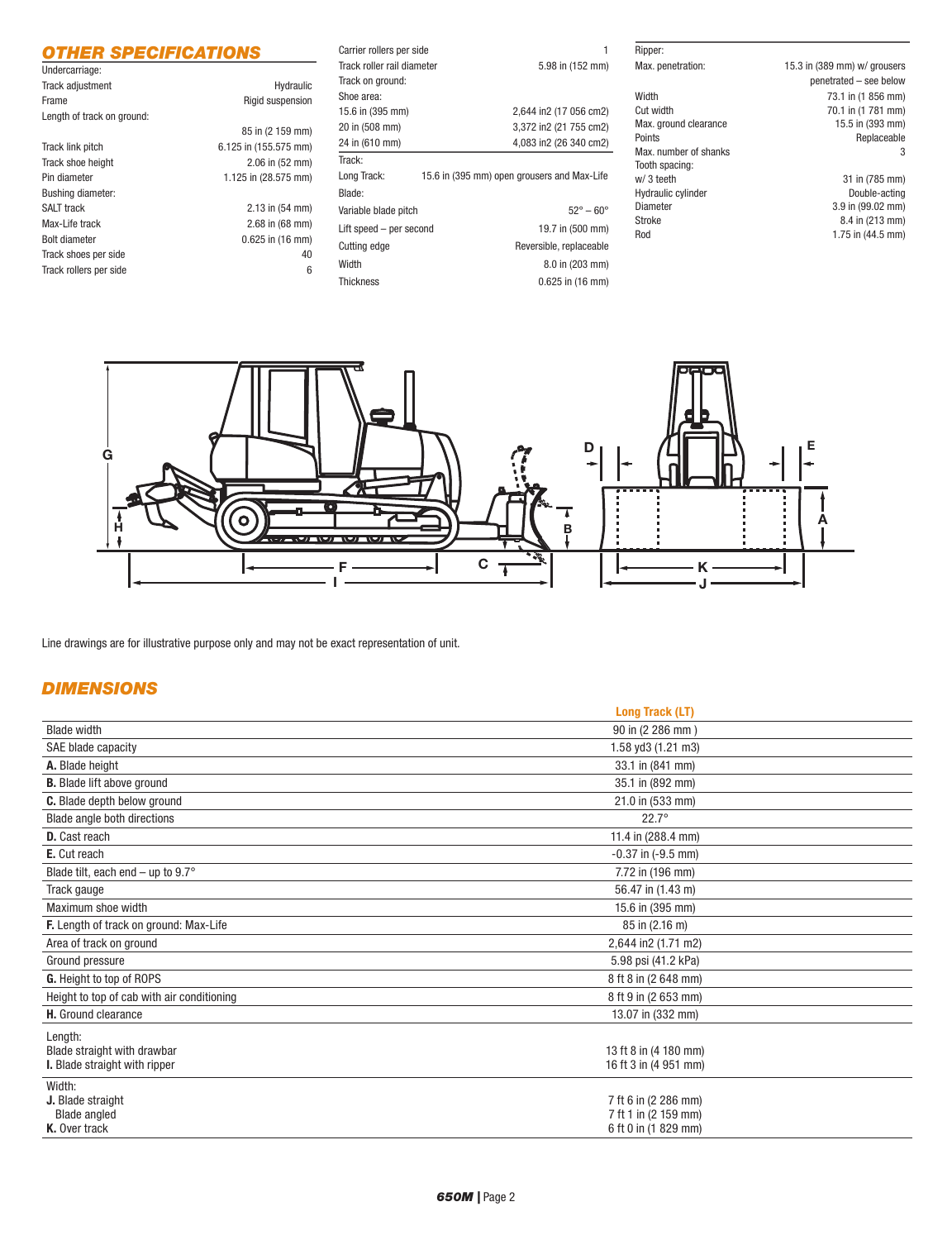## OTHER SPECIFICATIONS

| Undercarriage: | |
|---|---|
| Track adjustment | Hydraulic |
| Frame | Rigid suspension |
| Length of track on ground: | 85 in (2 159 mm) |
| Track link pitch | 6.125 in (155.575 mm) |
| Track shoe height | 2.06 in (52 mm) |
| Pin diameter | 1.125 in (28.575 mm) |
| Bushing diameter: | |
| SALT track | 2.13 in (54 mm) |
| Max-Life track | 2.68 in (68 mm) |
| Bolt diameter | 0.625 in (16 mm) |
| Track shoes per side | 40 |
| Track rollers per side | 6 |
| Carrier rollers per side | 1 |
| Track roller rail diameter | 5.98 in (152 mm) |
| Track on ground: | |
| Shoe area: | |
| 15.6 in (395 mm) | 2,644 in2 (17 056 cm2) |
| 20 in (508 mm) | 3,372 in2 (21 755 cm2) |
| 24 in (610 mm) | 4,083 in2 (26 340 cm2) |
| Track: | |
| Long Track: | 15.6 in (395 mm) open grousers and Max-Life |
| Blade: | |
| Variable blade pitch | 52° – 60° |
| Lift speed – per second | 19.7 in (500 mm) |
| Cutting edge | Reversible, replaceable |
| Width | 8.0 in (203 mm) |
| Thickness | 0.625 in (16 mm) |
| Ripper: | |
| Max. penetration: | 15.3 in (389 mm) w/ grousers penetrated – see below |
| Width | 73.1 in (1 856 mm) |
| Cut width | 70.1 in (1 781 mm) |
| Max. ground clearance | 15.5 in (393 mm) |
| Points | Replaceable |
| Max. number of shanks | 3 |
| Tooth spacing: | |
| w/ 3 teeth | 31 in (785 mm) |
| Hydraulic cylinder | Double-acting |
| Diameter | 3.9 in (99.02 mm) |
| Stroke | 8.4 in (213 mm) |
| Rod | 1.75 in (44.5 mm) |

Line drawings are for illustrative purpose only and may not be exact representation of unit.

## DIMENSIONS

| | Long Track (LT) |
|---|---|
| Blade width | 90 in (2 286 mm ) |
| SAE blade capacity | 1.58 yd3 (1.21 m3) |
| **A.** Blade height | 33.1 in (841 mm) |
| **B.** Blade lift above ground | 35.1 in (892 mm) |
| **C.** Blade depth below ground | 21.0 in (533 mm) |
| Blade angle both directions | 22.7° |
| **D.** Cast reach | 11.4 in (288.4 mm) |
| **E.** Cut reach | -0.37 in (-9.5 mm) |
| Blade tilt, each end – up to 9.7° | 7.72 in (196 mm) |
| Track gauge | 56.47 in (1.43 m) |
| Maximum shoe width | 15.6 in (395 mm) |
| **F.** Length of track on ground: Max-Life | 85 in (2.16 m) |
| Area of track on ground | 2,644 in2 (1.71 m2) |
| Ground pressure | 5.98 psi (41.2 kPa) |
| **G.** Height to top of ROPS | 8 ft 8 in (2 648 mm) |
| Height to top of cab with air conditioning | 8 ft 9 in (2 653 mm) |
| **H.** Ground clearance | 13.07 in (332 mm) |
| Length: | |
| Blade straight with drawbar | 13 ft 8 in (4 180 mm) |
| **I.** Blade straight with ripper | 16 ft 3 in (4 951 mm) |
| Width: | |
| **J.** Blade straight | 7 ft 6 in (2 286 mm) |
| Blade angled | 7 ft 1 in (2 159 mm) |
| **K.** Over track | 6 ft 0 in (1 829 mm) |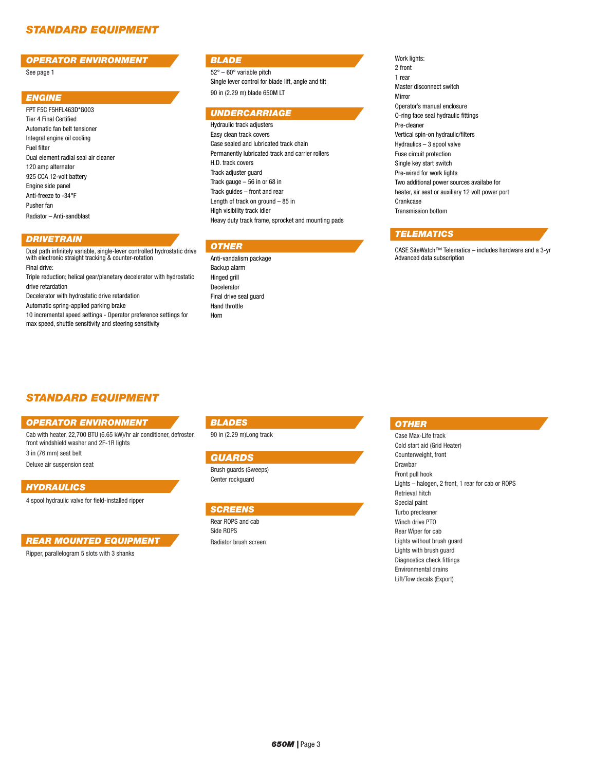## STANDARD EQUIPMENT

### OPERATOR ENVIRONMENT

See page 1

### ENGINE

FPT F5C F5HFL463D*G003
Tier 4 Final Certified
Automatic fan belt tensioner
Integral engine oil cooling
Fuel filter
Dual element radial seal air cleaner
120 amp alternator
925 CCA 12-volt battery
Engine side panel
Anti-freeze to -34°F
Pusher fan
Radiator – Anti-sandblast

### DRIVETRAIN

Dual path infinitely variable, single-lever controlled hydrostatic drive with electronic straight tracking & counter-rotation
Final drive:
Triple reduction; helical gear/planetary decelerator with hydrostatic drive retardation
Decelerator with hydrostatic drive retardation
Automatic spring-applied parking brake
10 incremental speed settings - Operator preference settings for max speed, shuttle sensitivity and steering sensitivity

### BLADE

52° – 60° variable pitch
Single lever control for blade lift, angle and tilt
90 in (2.29 m) blade 650M LT

### UNDERCARRIAGE

Hydraulic track adjusters
Easy clean track covers
Case sealed and lubricated track chain
Permanently lubricated track and carrier rollers
H.D. track covers
Track adjuster guard
Track gauge – 56 in or 68 in
Track guides – front and rear
Length of track on ground – 85 in
High visibility track idler
Heavy duty track frame, sprocket and mounting pads

### OTHER

Anti-vandalism package
Backup alarm
Hinged grill
Decelerator
Final drive seal guard
Hand throttle
Horn
Work lights:
2 front
1 rear
Master disconnect switch
Mirror
Operator's manual enclosure
O-ring face seal hydraulic fittings
Pre-cleaner
Vertical spin-on hydraulic/filters
Hydraulics – 3 spool valve
Fuse circuit protection
Single key start switch
Pre-wired for work lights
Two additional power sources availabe for heater, air seat or auxiliary 12 volt power port
Crankcase
Transmission bottom

### TELEMATICS

CASE SiteWatch™ Telematics – includes hardware and a 3-yr Advanced data subscription

## STANDARD EQUIPMENT

### OPERATOR ENVIRONMENT

Cab with heater, 22,700 BTU (6.65 kW)/hr air conditioner, defroster, front windshield washer and 2F-1R lights
3 in (76 mm) seat belt
Deluxe air suspension seat

### HYDRAULICS

4 spool hydraulic valve for field-installed ripper

### REAR MOUNTED EQUIPMENT

Ripper, parallelogram 5 slots with 3 shanks

### BLADES

90 in (2.29 m)Long track

### GUARDS

Brush guards (Sweeps)
Center rockguard

### SCREENS

Rear ROPS and cab
Side ROPS
Radiator brush screen

### OTHER

Case Max-Life track
Cold start aid (Grid Heater)
Counterweight, front
Drawbar
Front pull hook
Lights – halogen, 2 front, 1 rear for cab or ROPS
Retrieval hitch
Special paint
Turbo precleaner
Winch drive PTO
Rear Wiper for cab
Lights without brush guard
Lights with brush guard
Diagnostics check fittings
Environmental drains
Lift/Tow decals (Export)